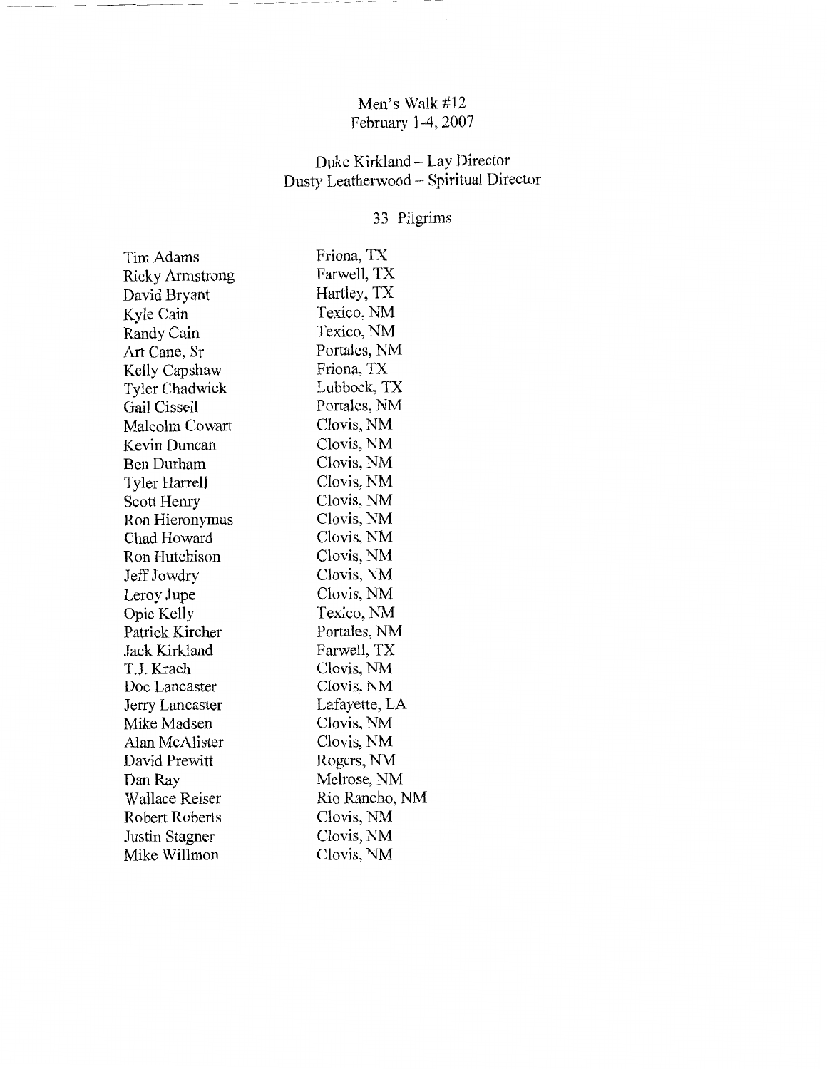Men's Walk #12
February 1-4, 2007

Duke Kirkland – Lay Director
Dusty Leatherwood – Spiritual Director

33 Pilgrims

| | |
|---|---|
| Tim Adams | Friona, TX |
| Ricky Armstrong | Farwell, TX |
| David Bryant | Hartley, TX |
| Kyle Cain | Texico, NM |
| Randy Cain | Texico, NM |
| Art Cane, Sr | Portales, NM |
| Kelly Capshaw | Friona, TX |
| Tyler Chadwick | Lubbock, TX |
| Gail Cissell | Portales, NM |
| Malcolm Cowart | Clovis, NM |
| Kevin Duncan | Clovis, NM |
| Ben Durham | Clovis, NM |
| Tyler Harrell | Clovis, NM |
| Scott Henry | Clovis, NM |
| Ron Hieronymus | Clovis, NM |
| Chad Howard | Clovis, NM |
| Ron Hutchison | Clovis, NM |
| Jeff Jowdry | Clovis, NM |
| Leroy Jupe | Clovis, NM |
| Opie Kelly | Texico, NM |
| Patrick Kircher | Portales, NM |
| Jack Kirkland | Farwell, TX |
| T.J. Krach | Clovis, NM |
| Doc Lancaster | Clovis, NM |
| Jerry Lancaster | Lafayette, LA |
| Mike Madsen | Clovis, NM |
| Alan McAlister | Clovis, NM |
| David Prewitt | Rogers, NM |
| Dan Ray | Melrose, NM |
| Wallace Reiser | Rio Rancho, NM |
| Robert Roberts | Clovis, NM |
| Justin Stagner | Clovis, NM |
| Mike Willmon | Clovis, NM |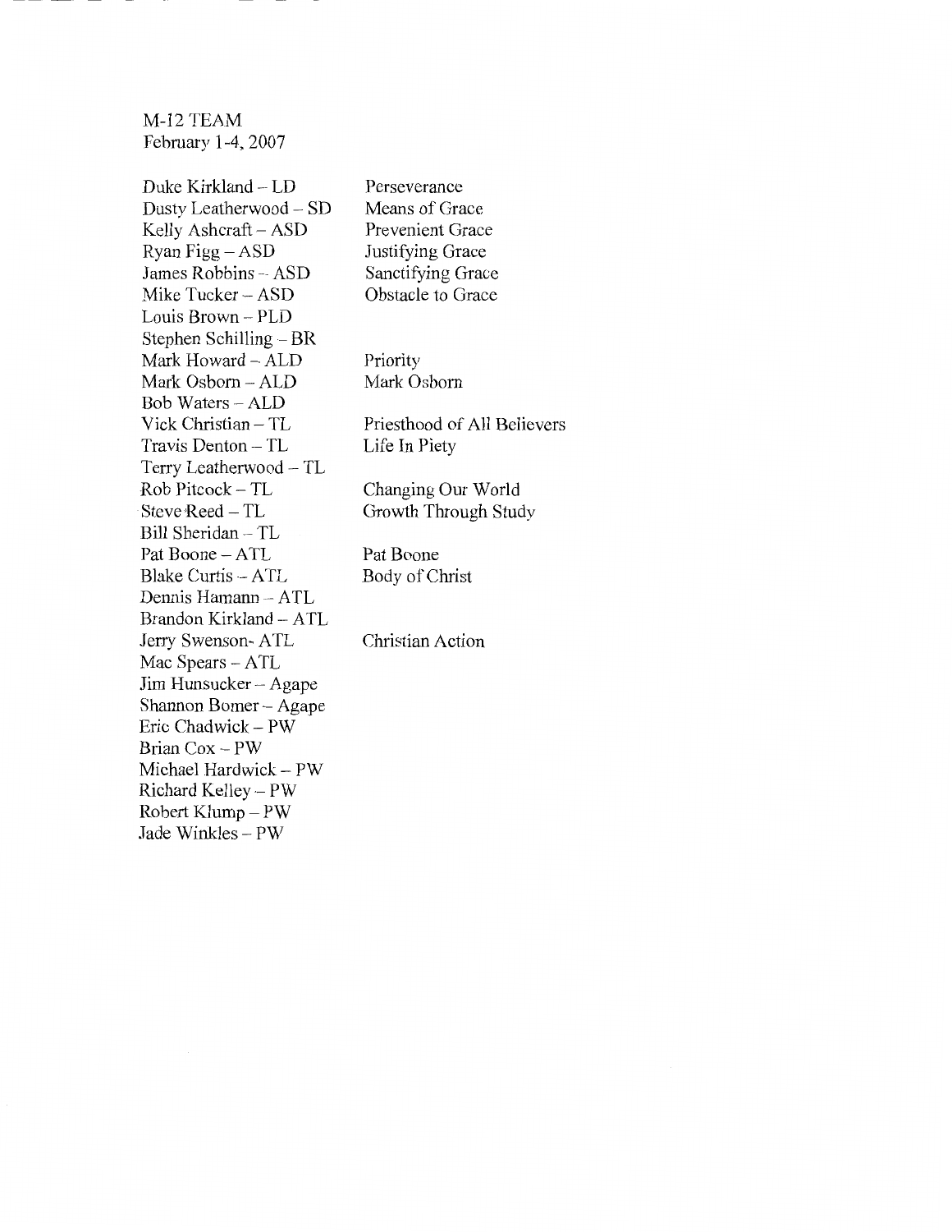M-12 TEAM
February 1-4, 2007

| | |
|---|---|
| Duke Kirkland – LD | Perseverance |
| Dusty Leatherwood – SD | Means of Grace |
| Kelly Ashcraft – ASD | Prevenient Grace |
| Ryan Figg – ASD | Justifying Grace |
| James Robbins – ASD | Sanctifying Grace |
| Mike Tucker – ASD | Obstacle to Grace |
| Louis Brown – PLD | |
| Stephen Schilling – BR | |
| Mark Howard – ALD | Priority |
| Mark Osborn – ALD | Mark Osborn |
| Bob Waters – ALD | |
| Vick Christian – TL | Priesthood of All Believers |
| Travis Denton – TL | Life In Piety |
| Terry Leatherwood – TL | |
| Rob Pitcock – TL | Changing Our World |
| Steve Reed – TL | Growth Through Study |
| Bill Sheridan – TL | |
| Pat Boone – ATL | Pat Boone |
| Blake Curtis – ATL | Body of Christ |
| Dennis Hamann – ATL | |
| Brandon Kirkland – ATL | |
| Jerry Swenson- ATL | Christian Action |
| Mac Spears – ATL | |
| Jim Hunsucker – Agape | |
| Shannon Bomer – Agape | |
| Eric Chadwick – PW | |
| Brian Cox – PW | |
| Michael Hardwick – PW | |
| Richard Kelley – PW | |
| Robert Klump – PW | |
| Jade Winkles – PW | |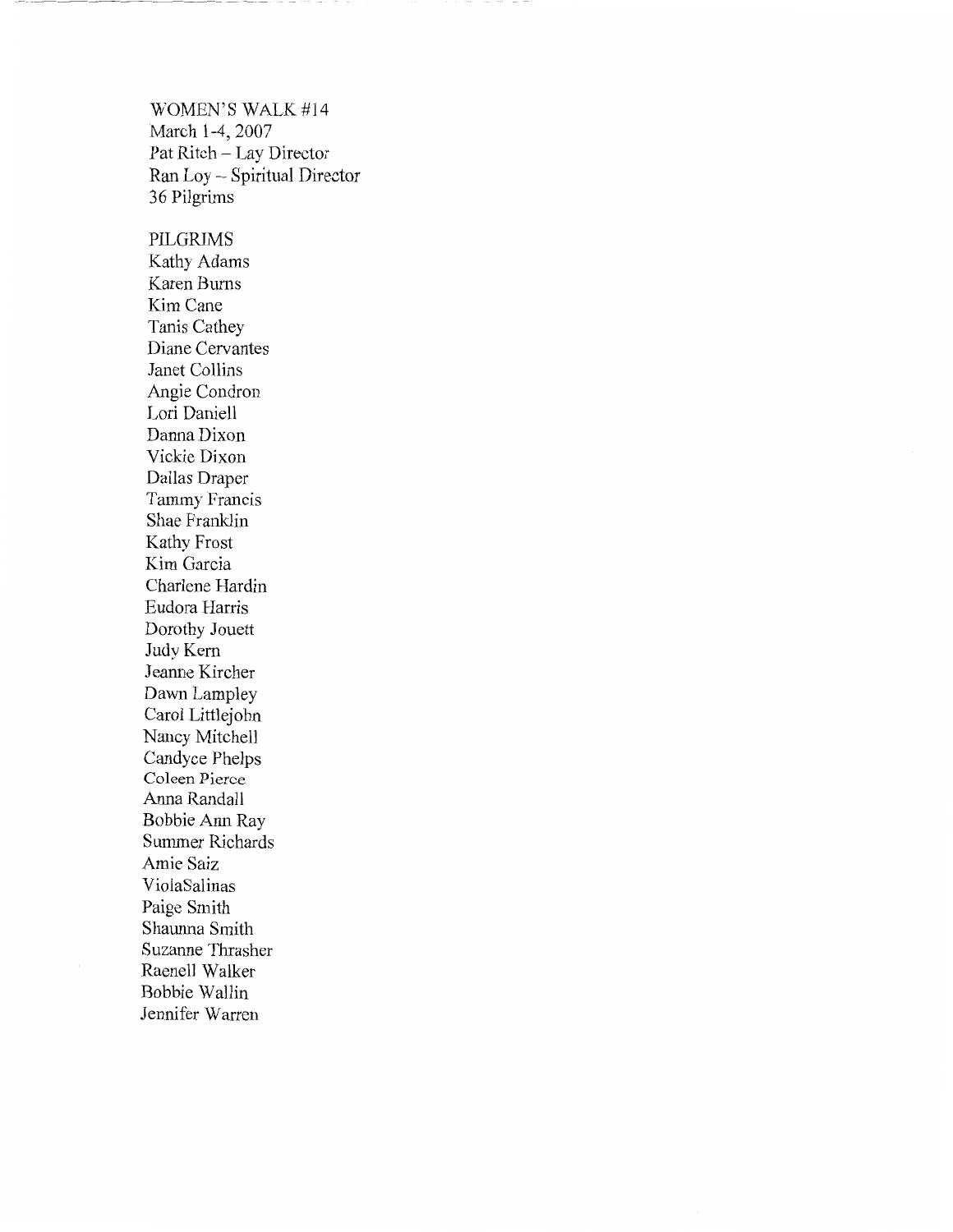WOMEN'S WALK #14
March 1-4, 2007
Pat Ritch – Lay Director
Ran Loy – Spiritual Director
36 Pilgrims

PILGRIMS
Kathy Adams
Karen Burns
Kim Cane
Tanis Cathey
Diane Cervantes
Janet Collins
Angie Condron
Lori Daniell
Danna Dixon
Vickie Dixon
Dallas Draper
Tammy Francis
Shae Franklin
Kathy Frost
Kim Garcia
Charlene Hardin
Eudora Harris
Dorothy Jouett
Judy Kern
Jeanne Kircher
Dawn Lampley
Carol Littlejohn
Nancy Mitchell
Candyce Phelps
Coleen Pierce
Anna Randall
Bobbie Ann Ray
Summer Richards
Amie Saiz
ViolaSalinas
Paige Smith
Shaunna Smith
Suzanne Thrasher
Raenell Walker
Bobbie Wallin
Jennifer Warren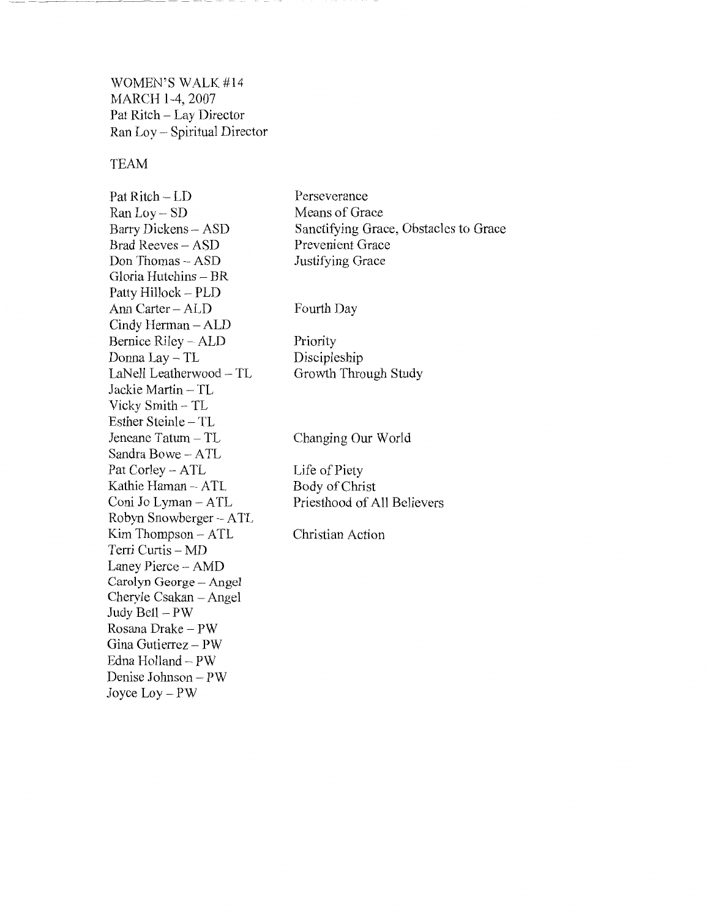WOMEN'S WALK #14
MARCH 1-4, 2007
Pat Ritch – Lay Director
Ran Loy – Spiritual Director

TEAM

| | |
|---|---|
| Pat Ritch – LD | Perseverance |
| Ran Loy – SD | Means of Grace |
| Barry Dickens – ASD | Sanctifying Grace, Obstacles to Grace |
| Brad Reeves – ASD | Prevenient Grace |
| Don Thomas – ASD | Justifying Grace |
| Gloria Hutchins – BR | |
| Patty Hillock – PLD | |
| Ann Carter – ALD | Fourth Day |
| Cindy Herman – ALD | |
| Bernice Riley – ALD | Priority |
| Donna Lay – TL | Discipleship |
| LaNell Leatherwood – TL | Growth Through Study |
| Jackie Martin – TL | |
| Vicky Smith – TL | |
| Esther Steinle – TL | |
| Jeneane Tatum – TL | Changing Our World |
| Sandra Bowe – ATL | |
| Pat Corley – ATL | Life of Piety |
| Kathie Haman – ATL | Body of Christ |
| Coni Jo Lyman – ATL | Priesthood of All Believers |
| Robyn Snowberger – ATL | |
| Kim Thompson – ATL | Christian Action |
| Terri Curtis – MD | |
| Laney Pierce – AMD | |
| Carolyn George – Angel | |
| Cheryle Csakan – Angel | |
| Judy Bell – PW | |
| Rosana Drake – PW | |
| Gina Gutierrez – PW | |
| Edna Holland – PW | |
| Denise Johnson – PW | |
| Joyce Loy – PW | |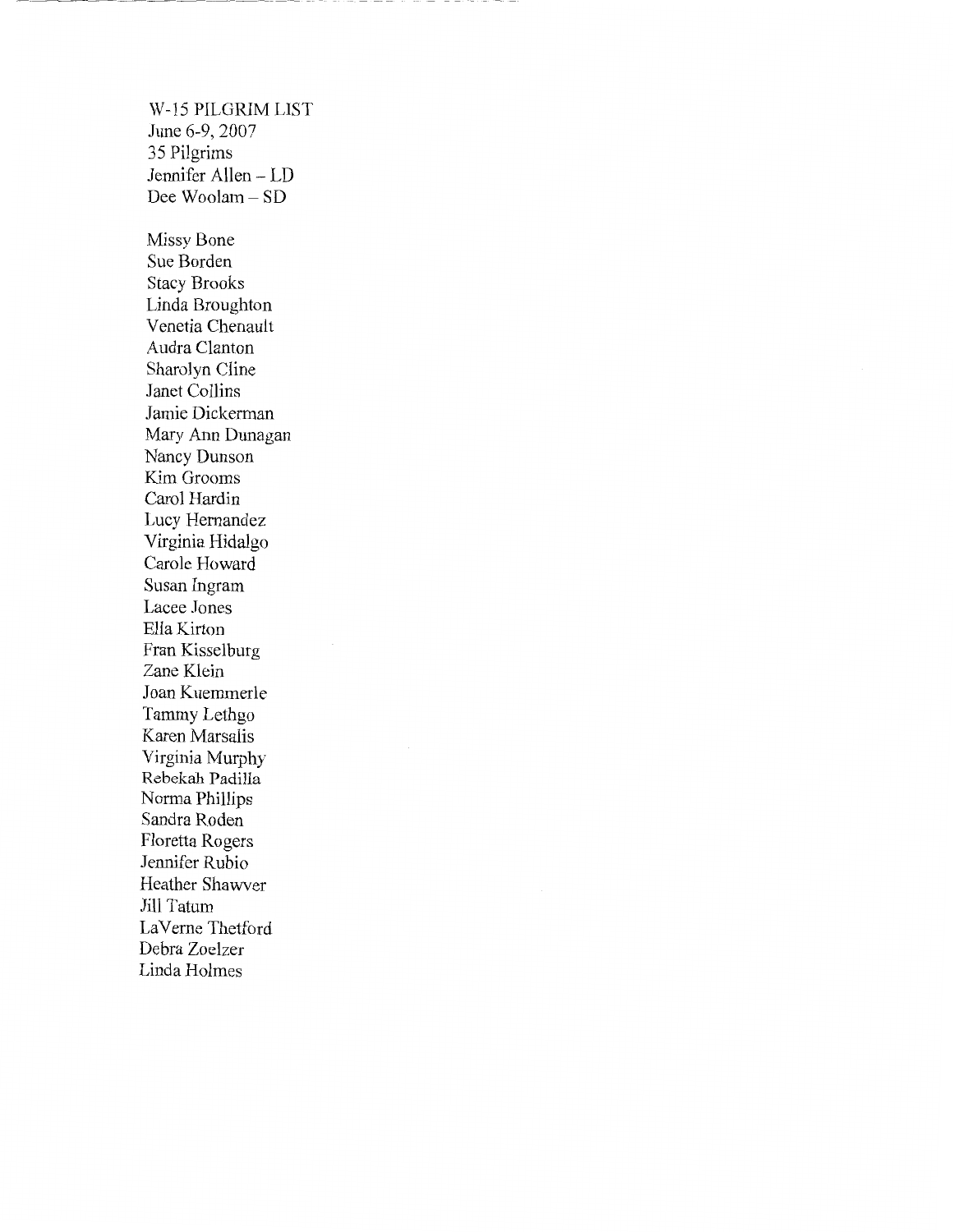W-15 PILGRIM LIST
June 6-9, 2007
35 Pilgrims
Jennifer Allen – LD
Dee Woolam – SD

Missy Bone
Sue Borden
Stacy Brooks
Linda Broughton
Venetia Chenault
Audra Clanton
Sharolyn Cline
Janet Collins
Jamie Dickerman
Mary Ann Dunagan
Nancy Dunson
Kim Grooms
Carol Hardin
Lucy Hernandez
Virginia Hidalgo
Carole Howard
Susan Ingram
Lacee Jones
Ella Kirton
Fran Kisselburg
Zane Klein
Joan Kuemmerle
Tammy Lethgo
Karen Marsalis
Virginia Murphy
Rebekah Padilla
Norma Phillips
Sandra Roden
Floretta Rogers
Jennifer Rubio
Heather Shawver
Jill Tatum
LaVerne Thetford
Debra Zoelzer
Linda Holmes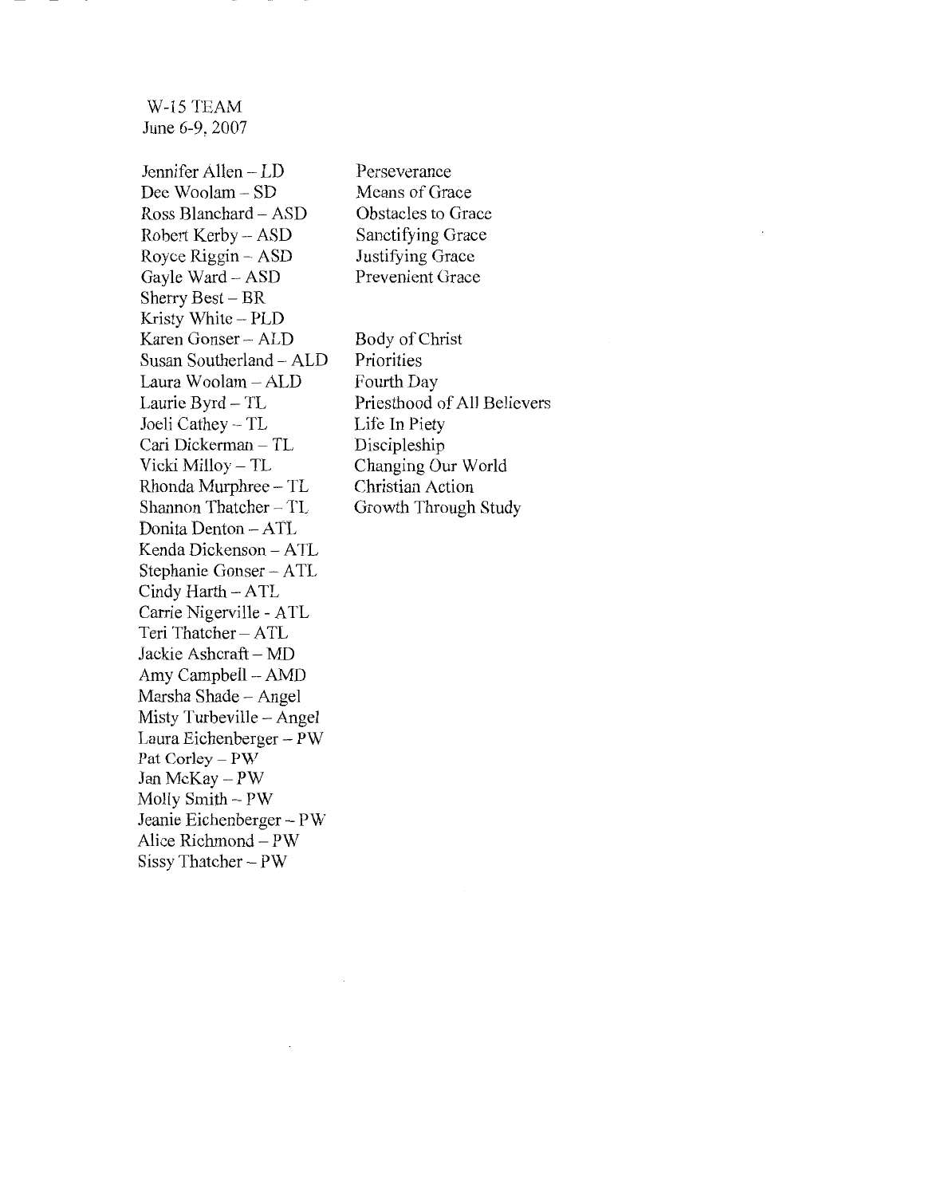W-15 TEAM
June 6-9, 2007

Jennifer Allen – LD
Dee Woolam – SD
Ross Blanchard – ASD
Robert Kerby – ASD
Royce Riggin – ASD
Gayle Ward – ASD
Sherry Best – BR
Kristy White – PLD
Karen Gonser – ALD
Susan Southerland – ALD
Laura Woolam – ALD
Laurie Byrd – TL
Joeli Cathey – TL
Cari Dickerman – TL
Vicki Milloy – TL
Rhonda Murphree – TL
Shannon Thatcher – TL
Donita Denton – ATL
Kenda Dickenson – ATL
Stephanie Gonser – ATL
Cindy Harth – ATL
Carrie Nigerville - ATL
Teri Thatcher – ATL
Jackie Ashcraft – MD
Amy Campbell – AMD
Marsha Shade – Angel
Misty Turbeville – Angel
Laura Eichenberger – PW
Pat Corley – PW
Jan McKay – PW
Molly Smith – PW
Jeanie Eichenberger – PW
Alice Richmond – PW
Sissy Thatcher – PW

Perseverance
Means of Grace
Obstacles to Grace
Sanctifying Grace
Justifying Grace
Prevenient Grace

Body of Christ
Priorities
Fourth Day
Priesthood of All Believers
Life In Piety
Discipleship
Changing Our World
Christian Action
Growth Through Study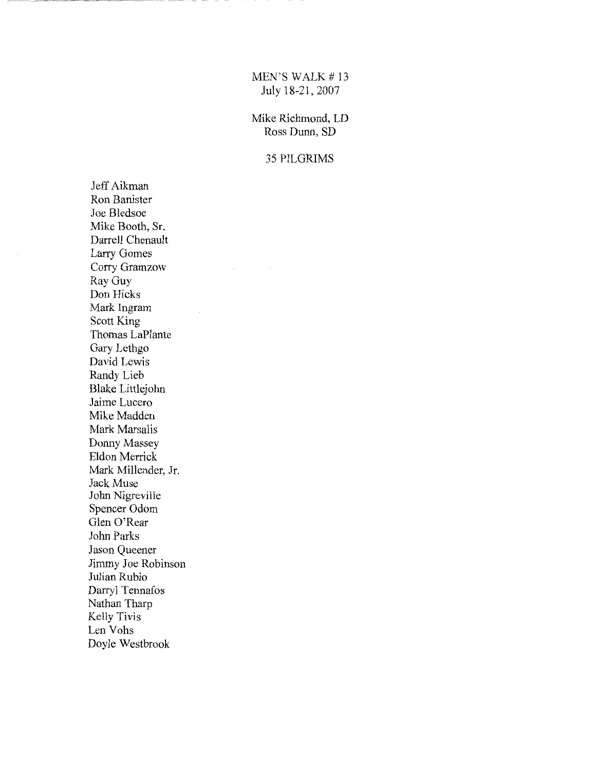MEN'S WALK # 13
July 18-21, 2007

Mike Richmond, LD
Ross Dunn, SD

35 PILGRIMS

Jeff Aikman
Ron Banister
Joe Bledsoe
Mike Booth, Sr.
Darrell Chenault
Larry Gomes
Corry Gramzow
Ray Guy
Don Hicks
Mark Ingram
Scott King
Thomas LaPlante
Gary Lethgo
David Lewis
Randy Lieb
Blake Littlejohn
Jaime Lucero
Mike Madden
Mark Marsalis
Donny Massey
Eldon Merrick
Mark Millender, Jr.
Jack Muse
John Nigreville
Spencer Odom
Glen O'Rear
John Parks
Jason Queener
Jimmy Joe Robinson
Julian Rubio
Darryl Tennafos
Nathan Tharp
Kelly Tivis
Len Vohs
Doyle Westbrook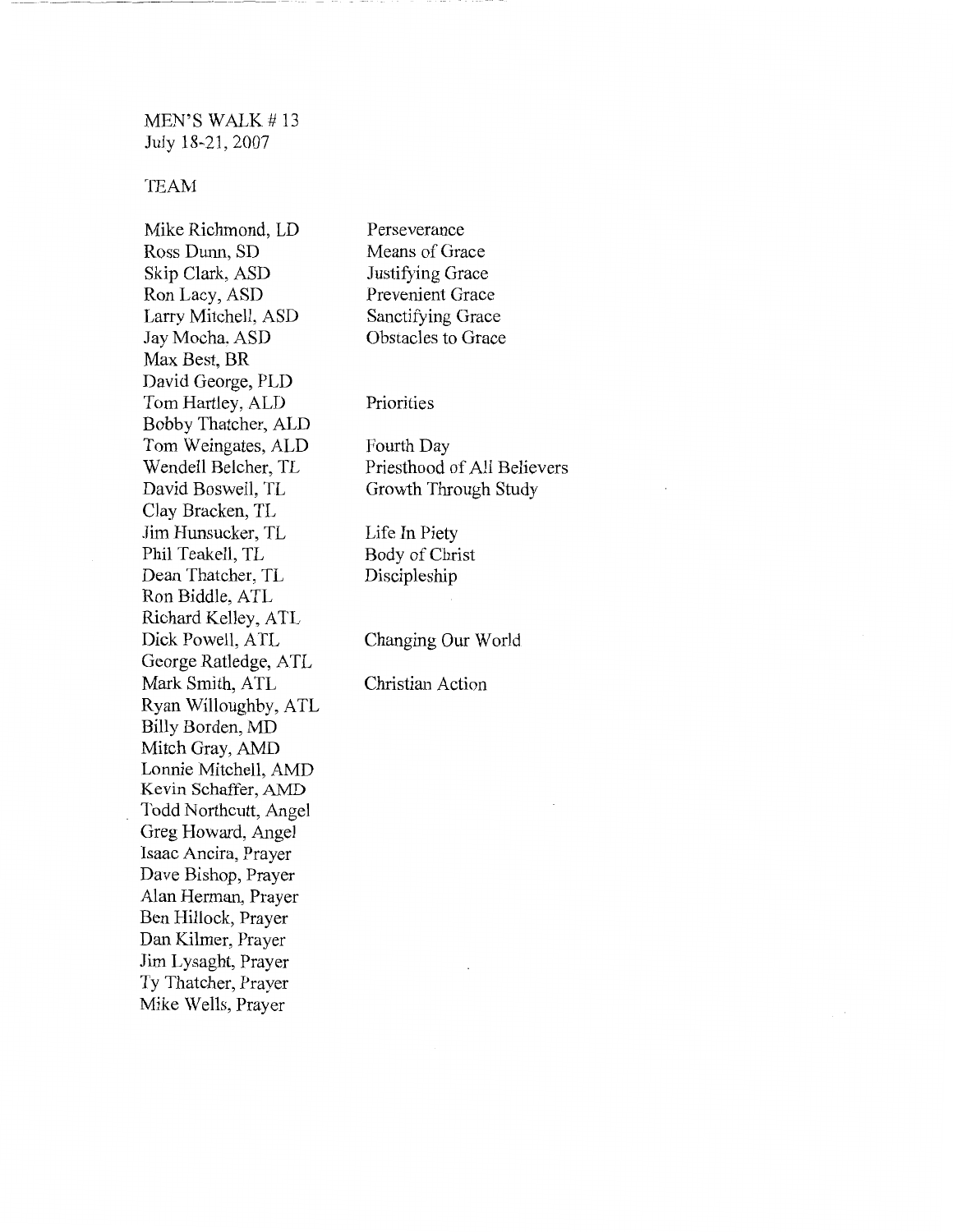MEN'S WALK # 13
July 18-21, 2007

TEAM

| | |
|---|---|
| Mike Richmond, LD | Perseverance |
| Ross Dunn, SD | Means of Grace |
| Skip Clark, ASD | Justifying Grace |
| Ron Lacy, ASD | Prevenient Grace |
| Larry Mitchell, ASD | Sanctifying Grace |
| Jay Mocha, ASD | Obstacles to Grace |
| Max Best, BR | |
| David George, PLD | |
| Tom Hartley, ALD | Priorities |
| Bobby Thatcher, ALD | |
| Tom Weingates, ALD | Fourth Day |
| Wendell Belcher, TL | Priesthood of All Believers |
| David Boswell, TL | Growth Through Study |
| Clay Bracken, TL | |
| Jim Hunsucker, TL | Life In Piety |
| Phil Teakell, TL | Body of Christ |
| Dean Thatcher, TL | Discipleship |
| Ron Biddle, ATL | |
| Richard Kelley, ATL | |
| Dick Powell, ATL | Changing Our World |
| George Ratledge, ATL | |
| Mark Smith, ATL | Christian Action |
| Ryan Willoughby, ATL | |
| Billy Borden, MD | |
| Mitch Gray, AMD | |
| Lonnie Mitchell, AMD | |
| Kevin Schaffer, AMD | |
| Todd Northcutt, Angel | |
| Greg Howard, Angel | |
| Isaac Ancira, Prayer | |
| Dave Bishop, Prayer | |
| Alan Herman, Prayer | |
| Ben Hillock, Prayer | |
| Dan Kilmer, Prayer | |
| Jim Lysaght, Prayer | |
| Ty Thatcher, Prayer | |
| Mike Wells, Prayer | |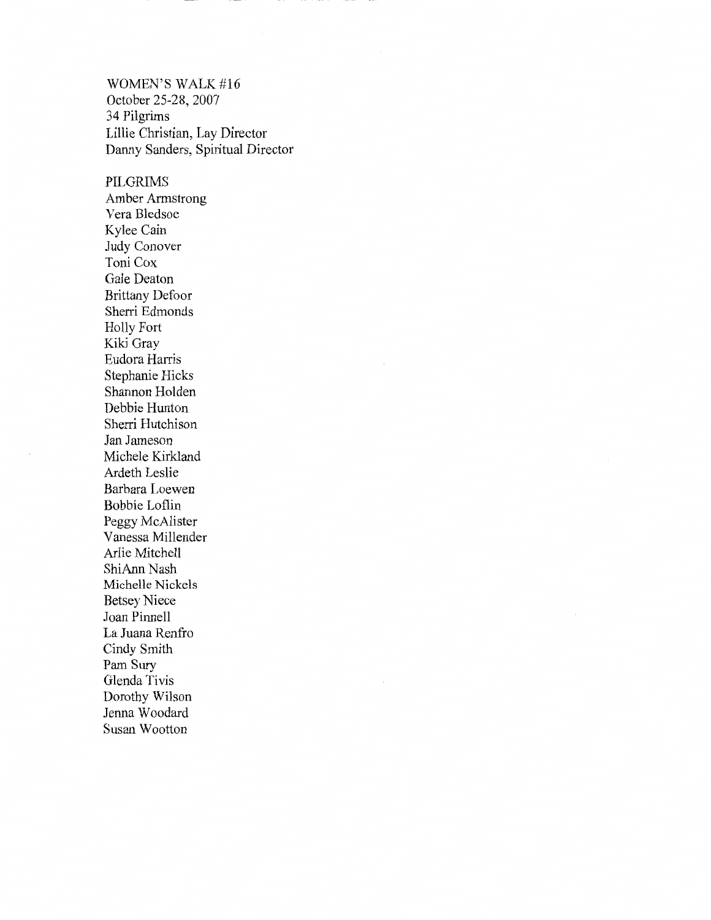WOMEN'S WALK #16
October 25-28, 2007
34 Pilgrims
Lillie Christian, Lay Director
Danny Sanders, Spiritual Director

PILGRIMS

Amber Armstrong
Vera Bledsoe
Kylee Cain
Judy Conover
Toni Cox
Gale Deaton
Brittany Defoor
Sherri Edmonds
Holly Fort
Kiki Gray
Eudora Harris
Stephanie Hicks
Shannon Holden
Debbie Hunton
Sherri Hutchison
Jan Jameson
Michele Kirkland
Ardeth Leslie
Barbara Loewen
Bobbie Loflin
Peggy McAlister
Vanessa Millender
Arlie Mitchell
ShiAnn Nash
Michelle Nickels
Betsey Niece
Joan Pinnell
La Juana Renfro
Cindy Smith
Pam Sury
Glenda Tivis
Dorothy Wilson
Jenna Woodard
Susan Wootton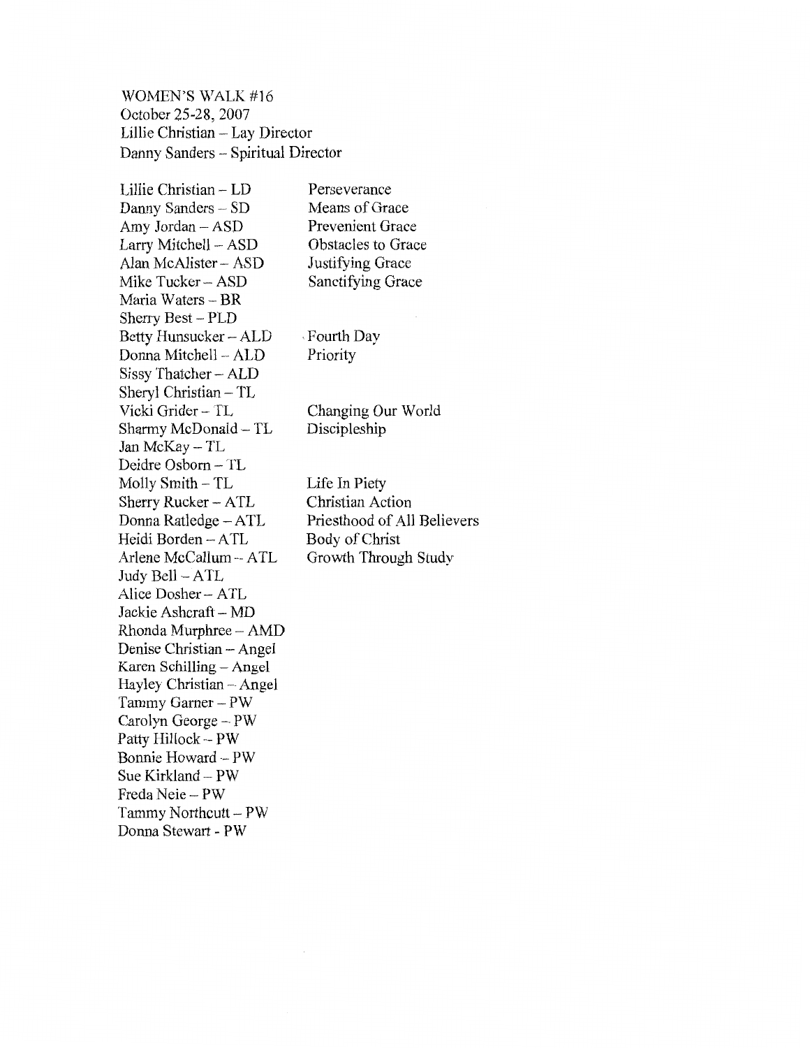WOMEN'S WALK #16
October 25-28, 2007
Lillie Christian – Lay Director
Danny Sanders – Spiritual Director

| | |
|---|---|
| Lillie Christian – LD | Perseverance |
| Danny Sanders – SD | Means of Grace |
| Amy Jordan – ASD | Prevenient Grace |
| Larry Mitchell – ASD | Obstacles to Grace |
| Alan McAlister – ASD | Justifying Grace |
| Mike Tucker – ASD | Sanctifying Grace |
| Maria Waters – BR | |
| Sherry Best – PLD | |
| Betty Hunsucker – ALD | Fourth Day |
| Donna Mitchell – ALD | Priority |
| Sissy Thatcher – ALD | |
| Sheryl Christian – TL | |
| Vicki Grider – TL | Changing Our World |
| Sharmy McDonald – TL | Discipleship |
| Jan McKay – TL | |
| Deidre Osborn – TL | |
| Molly Smith – TL | Life In Piety |
| Sherry Rucker – ATL | Christian Action |
| Donna Ratledge – ATL | Priesthood of All Believers |
| Heidi Borden – ATL | Body of Christ |
| Arlene McCallum – ATL | Growth Through Study |
| Judy Bell – ATL | |
| Alice Dosher – ATL | |
| Jackie Ashcraft – MD | |
| Rhonda Murphree – AMD | |
| Denise Christian – Angel | |
| Karen Schilling – Angel | |
| Hayley Christian – Angel | |
| Tammy Garner – PW | |
| Carolyn George – PW | |
| Patty Hillock – PW | |
| Bonnie Howard – PW | |
| Sue Kirkland – PW | |
| Freda Neie – PW | |
| Tammy Northcutt – PW | |
| Donna Stewart - PW | |